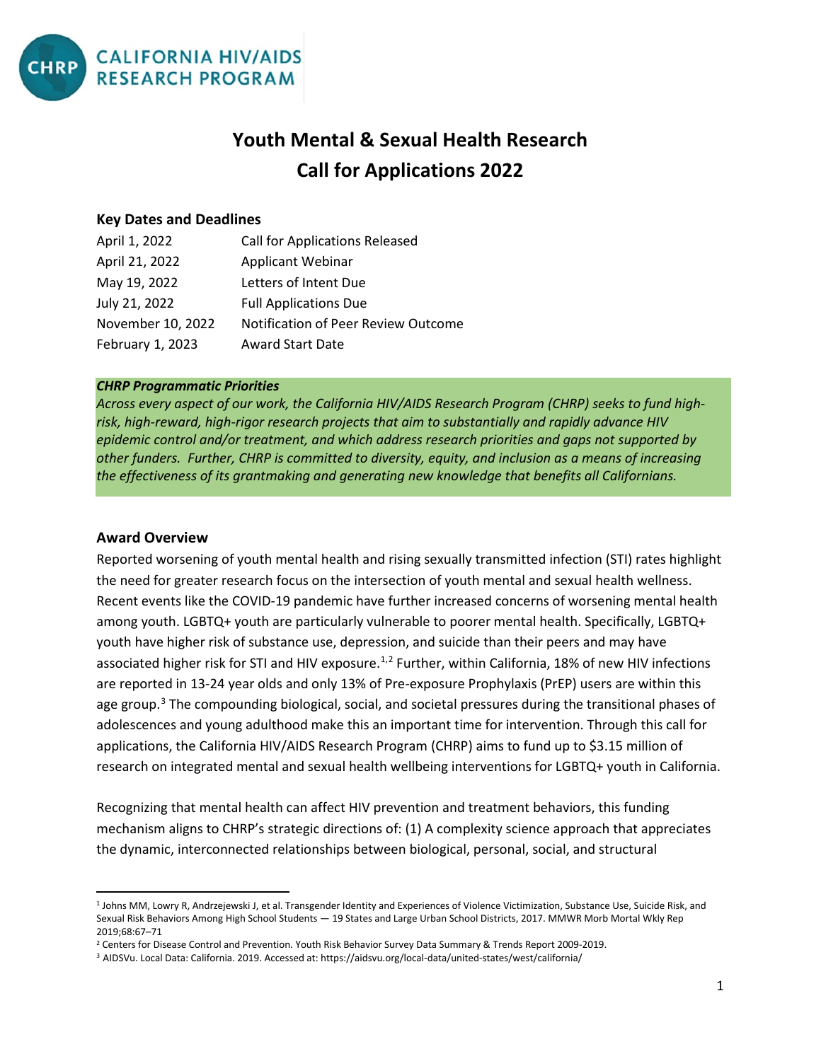CALIFORNIA HIV/AIDS RESEARCH PROGRAM

# Youth Mental & Sexual Health Research
# Call for Applications 2022

### Key Dates and Deadlines

| | |
|---|---|
| April 1, 2022 | Call for Applications Released |
| April 21, 2022 | Applicant Webinar |
| May 19, 2022 | Letters of Intent Due |
| July 21, 2022 | Full Applications Due |
| November 10, 2022 | Notification of Peer Review Outcome |
| February 1, 2023 | Award Start Date |

***CHRP Programmatic Priorities***

*Across every aspect of our work, the California HIV/AIDS Research Program (CHRP) seeks to fund high-risk, high-reward, high-rigor research projects that aim to substantially and rapidly advance HIV epidemic control and/or treatment, and which address research priorities and gaps not supported by other funders. Further, CHRP is committed to diversity, equity, and inclusion as a means of increasing the effectiveness of its grantmaking and generating new knowledge that benefits all Californians.*

### Award Overview

Reported worsening of youth mental health and rising sexually transmitted infection (STI) rates highlight the need for greater research focus on the intersection of youth mental and sexual health wellness. Recent events like the COVID-19 pandemic have further increased concerns of worsening mental health among youth. LGBTQ+ youth are particularly vulnerable to poorer mental health. Specifically, LGBTQ+ youth have higher risk of substance use, depression, and suicide than their peers and may have associated higher risk for STI and HIV exposure.[1,2] Further, within California, 18% of new HIV infections are reported in 13-24 year olds and only 13% of Pre-exposure Prophylaxis (PrEP) users are within this age group.[3] The compounding biological, social, and societal pressures during the transitional phases of adolescences and young adulthood make this an important time for intervention. Through this call for applications, the California HIV/AIDS Research Program (CHRP) aims to fund up to $3.15 million of research on integrated mental and sexual health wellbeing interventions for LGBTQ+ youth in California.

Recognizing that mental health can affect HIV prevention and treatment behaviors, this funding mechanism aligns to CHRP's strategic directions of: (1) A complexity science approach that appreciates the dynamic, interconnected relationships between biological, personal, social, and structural

---

[1] Johns MM, Lowry R, Andrzejewski J, et al. Transgender Identity and Experiences of Violence Victimization, Substance Use, Suicide Risk, and Sexual Risk Behaviors Among High School Students — 19 States and Large Urban School Districts, 2017. MMWR Morb Mortal Wkly Rep 2019;68:67–71

[2] Centers for Disease Control and Prevention. Youth Risk Behavior Survey Data Summary & Trends Report 2009-2019.

[3] AIDSVu. Local Data: California. 2019. Accessed at: https://aidsvu.org/local-data/united-states/west/california/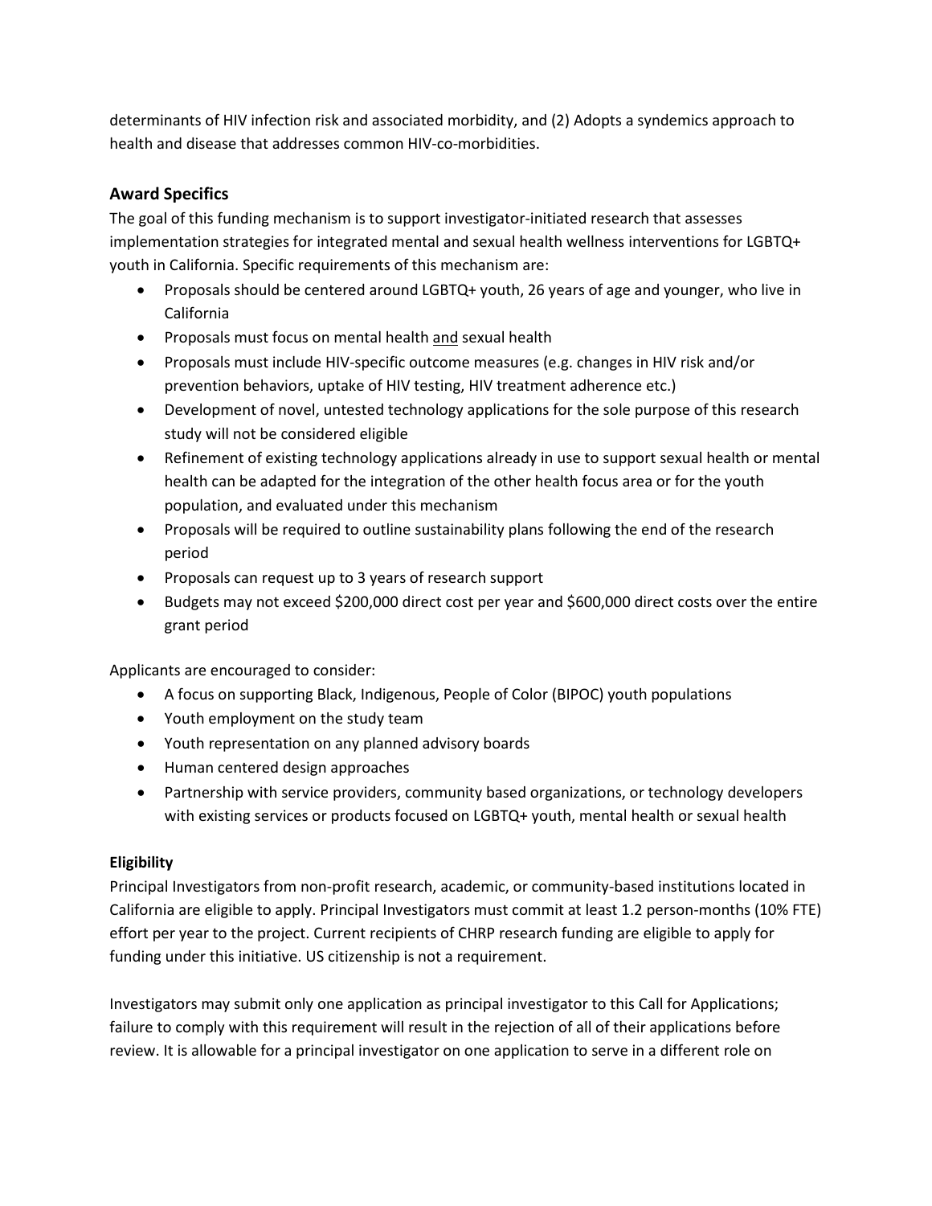determinants of HIV infection risk and associated morbidity, and (2) Adopts a syndemics approach to health and disease that addresses common HIV-co-morbidities.

## Award Specifics

The goal of this funding mechanism is to support investigator-initiated research that assesses implementation strategies for integrated mental and sexual health wellness interventions for LGBTQ+ youth in California. Specific requirements of this mechanism are:

- Proposals should be centered around LGBTQ+ youth, 26 years of age and younger, who live in California
- Proposals must focus on mental health <u>and</u> sexual health
- Proposals must include HIV-specific outcome measures (e.g. changes in HIV risk and/or prevention behaviors, uptake of HIV testing, HIV treatment adherence etc.)
- Development of novel, untested technology applications for the sole purpose of this research study will not be considered eligible
- Refinement of existing technology applications already in use to support sexual health or mental health can be adapted for the integration of the other health focus area or for the youth population, and evaluated under this mechanism
- Proposals will be required to outline sustainability plans following the end of the research period
- Proposals can request up to 3 years of research support
- Budgets may not exceed $200,000 direct cost per year and $600,000 direct costs over the entire grant period

Applicants are encouraged to consider:

- A focus on supporting Black, Indigenous, People of Color (BIPOC) youth populations
- Youth employment on the study team
- Youth representation on any planned advisory boards
- Human centered design approaches
- Partnership with service providers, community based organizations, or technology developers with existing services or products focused on LGBTQ+ youth, mental health or sexual health

### Eligibility

Principal Investigators from non-profit research, academic, or community-based institutions located in California are eligible to apply. Principal Investigators must commit at least 1.2 person-months (10% FTE) effort per year to the project. Current recipients of CHRP research funding are eligible to apply for funding under this initiative. US citizenship is not a requirement.

Investigators may submit only one application as principal investigator to this Call for Applications; failure to comply with this requirement will result in the rejection of all of their applications before review. It is allowable for a principal investigator on one application to serve in a different role on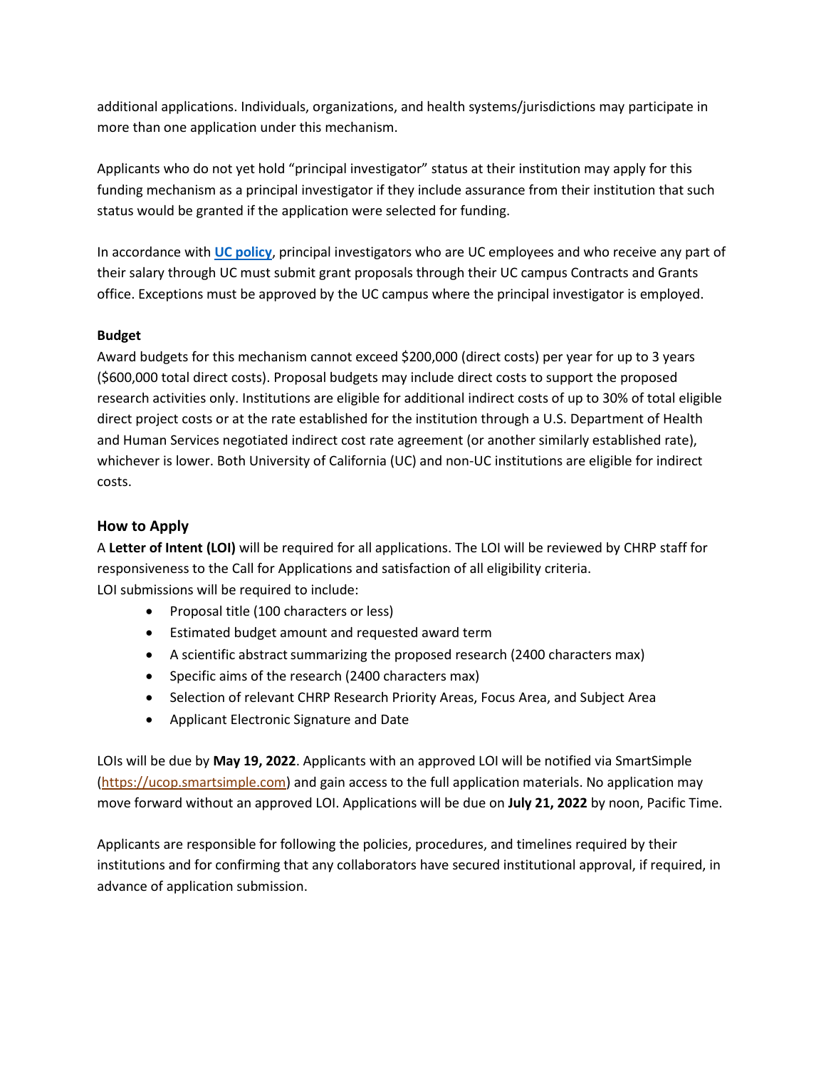additional applications. Individuals, organizations, and health systems/jurisdictions may participate in more than one application under this mechanism.

Applicants who do not yet hold "principal investigator" status at their institution may apply for this funding mechanism as a principal investigator if they include assurance from their institution that such status would be granted if the application were selected for funding.

In accordance with **[UC policy](UC policy)**, principal investigators who are UC employees and who receive any part of their salary through UC must submit grant proposals through their UC campus Contracts and Grants office. Exceptions must be approved by the UC campus where the principal investigator is employed.

**Budget**

Award budgets for this mechanism cannot exceed $200,000 (direct costs) per year for up to 3 years ($600,000 total direct costs). Proposal budgets may include direct costs to support the proposed research activities only. Institutions are eligible for additional indirect costs of up to 30% of total eligible direct project costs or at the rate established for the institution through a U.S. Department of Health and Human Services negotiated indirect cost rate agreement (or another similarly established rate), whichever is lower. Both University of California (UC) and non-UC institutions are eligible for indirect costs.

## How to Apply

A **Letter of Intent (LOI)** will be required for all applications. The LOI will be reviewed by CHRP staff for responsiveness to the Call for Applications and satisfaction of all eligibility criteria.
LOI submissions will be required to include:

- Proposal title (100 characters or less)
- Estimated budget amount and requested award term
- A scientific abstract summarizing the proposed research (2400 characters max)
- Specific aims of the research (2400 characters max)
- Selection of relevant CHRP Research Priority Areas, Focus Area, and Subject Area
- Applicant Electronic Signature and Date

LOIs will be due by **May 19, 2022**. Applicants with an approved LOI will be notified via SmartSimple (https://ucop.smartsimple.com) and gain access to the full application materials. No application may move forward without an approved LOI. Applications will be due on **July 21, 2022** by noon, Pacific Time.

Applicants are responsible for following the policies, procedures, and timelines required by their institutions and for confirming that any collaborators have secured institutional approval, if required, in advance of application submission.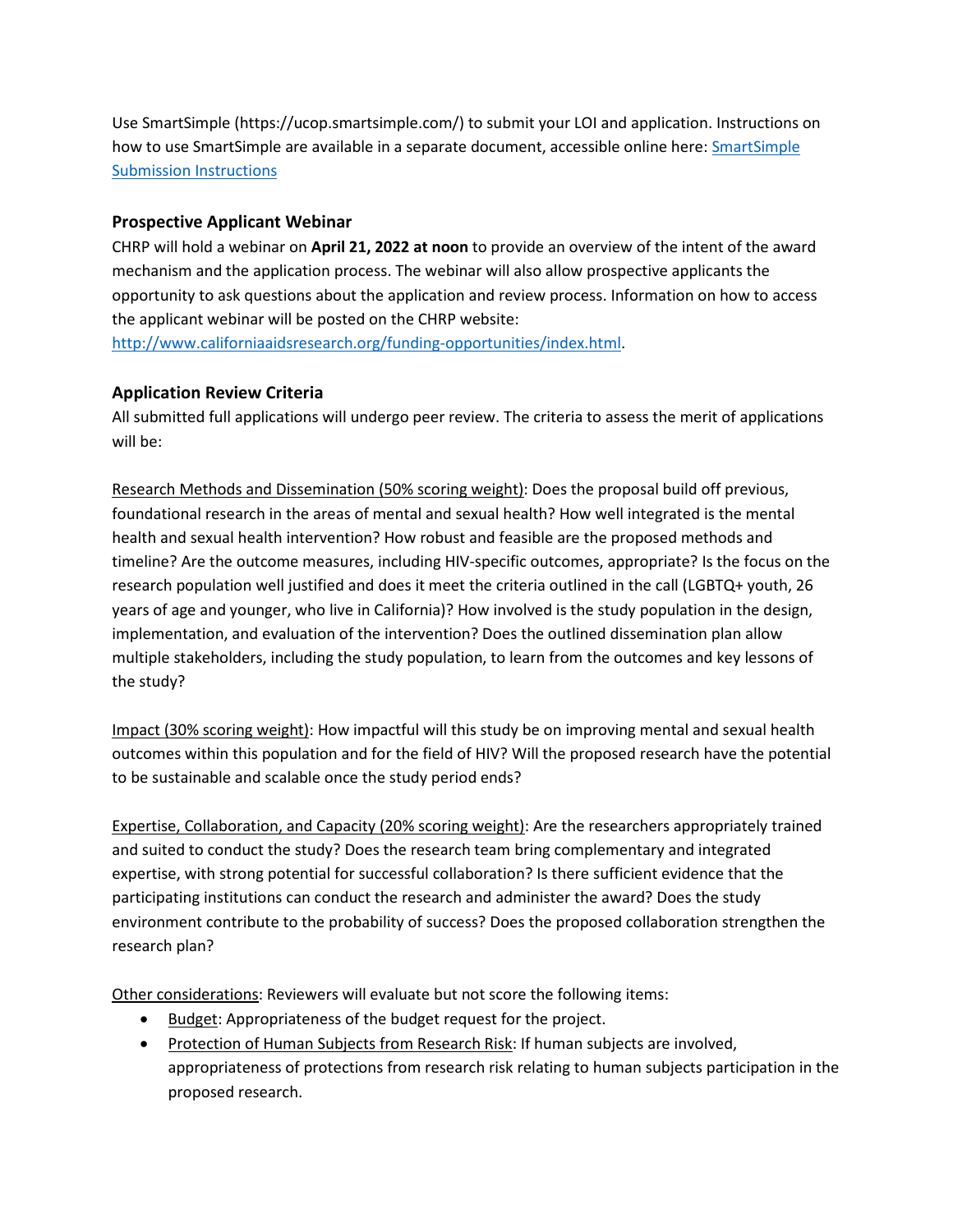Use SmartSimple (https://ucop.smartsimple.com/) to submit your LOI and application. Instructions on how to use SmartSimple are available in a separate document, accessible online here: [SmartSimple Submission Instructions](SmartSimple Submission Instructions)

### Prospective Applicant Webinar

CHRP will hold a webinar on **April 21, 2022 at noon** to provide an overview of the intent of the award mechanism and the application process. The webinar will also allow prospective applicants the opportunity to ask questions about the application and review process. Information on how to access the applicant webinar will be posted on the CHRP website: [http://www.californiaaidsresearch.org/funding-opportunities/index.html](http://www.californiaaidsresearch.org/funding-opportunities/index.html).

### Application Review Criteria

All submitted full applications will undergo peer review. The criteria to assess the merit of applications will be:

<u>Research Methods and Dissemination (50% scoring weight)</u>: Does the proposal build off previous, foundational research in the areas of mental and sexual health? How well integrated is the mental health and sexual health intervention? How robust and feasible are the proposed methods and timeline? Are the outcome measures, including HIV-specific outcomes, appropriate? Is the focus on the research population well justified and does it meet the criteria outlined in the call (LGBTQ+ youth, 26 years of age and younger, who live in California)? How involved is the study population in the design, implementation, and evaluation of the intervention? Does the outlined dissemination plan allow multiple stakeholders, including the study population, to learn from the outcomes and key lessons of the study?

<u>Impact (30% scoring weight)</u>: How impactful will this study be on improving mental and sexual health outcomes within this population and for the field of HIV? Will the proposed research have the potential to be sustainable and scalable once the study period ends?

<u>Expertise, Collaboration, and Capacity (20% scoring weight)</u>: Are the researchers appropriately trained and suited to conduct the study? Does the research team bring complementary and integrated expertise, with strong potential for successful collaboration? Is there sufficient evidence that the participating institutions can conduct the research and administer the award? Does the study environment contribute to the probability of success? Does the proposed collaboration strengthen the research plan?

<u>Other considerations</u>: Reviewers will evaluate but not score the following items:

- <u>Budget</u>: Appropriateness of the budget request for the project.
- <u>Protection of Human Subjects from Research Risk</u>: If human subjects are involved, appropriateness of protections from research risk relating to human subjects participation in the proposed research.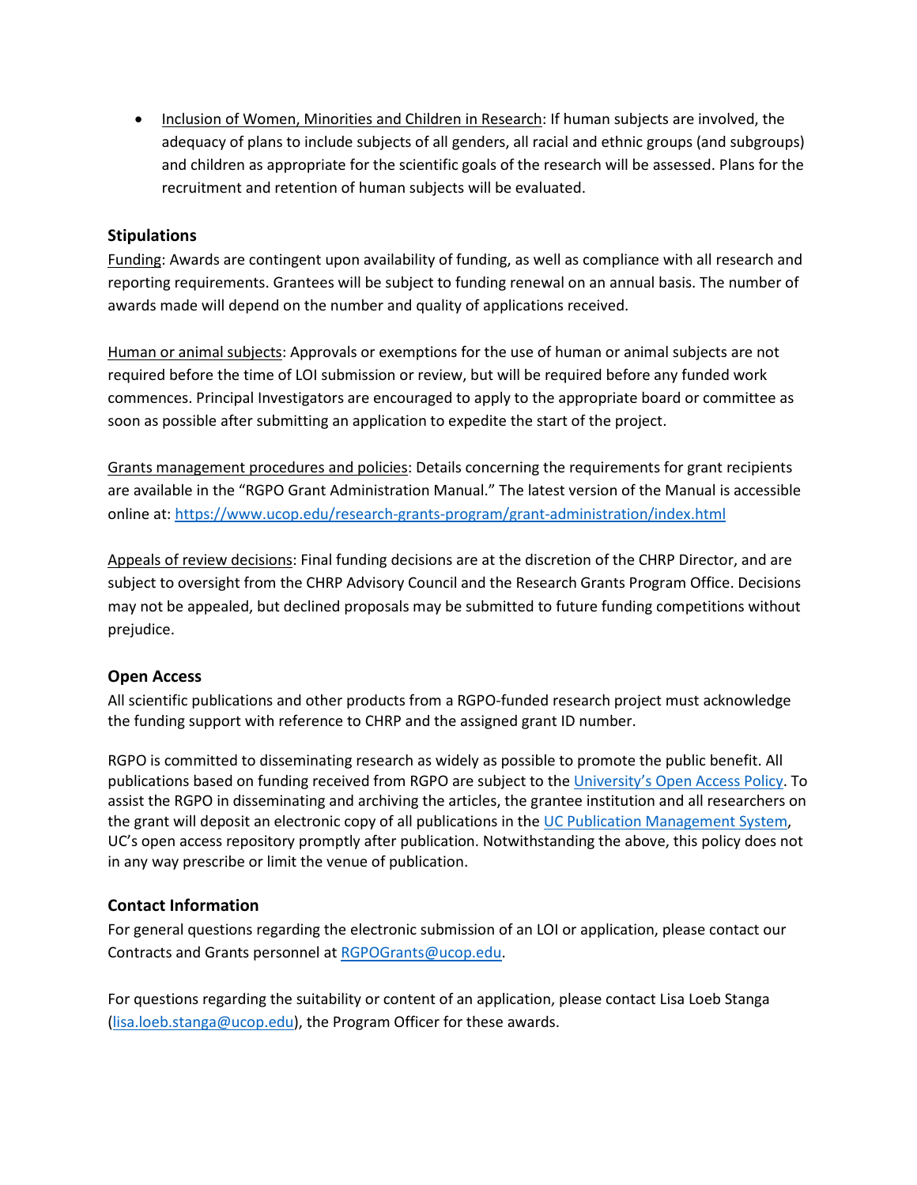- Inclusion of Women, Minorities and Children in Research: If human subjects are involved, the adequacy of plans to include subjects of all genders, all racial and ethnic groups (and subgroups) and children as appropriate for the scientific goals of the research will be assessed. Plans for the recruitment and retention of human subjects will be evaluated.

### Stipulations

Funding: Awards are contingent upon availability of funding, as well as compliance with all research and reporting requirements. Grantees will be subject to funding renewal on an annual basis. The number of awards made will depend on the number and quality of applications received.

Human or animal subjects: Approvals or exemptions for the use of human or animal subjects are not required before the time of LOI submission or review, but will be required before any funded work commences. Principal Investigators are encouraged to apply to the appropriate board or committee as soon as possible after submitting an application to expedite the start of the project.

Grants management procedures and policies: Details concerning the requirements for grant recipients are available in the "RGPO Grant Administration Manual." The latest version of the Manual is accessible online at: [https://www.ucop.edu/research-grants-program/grant-administration/index.html](https://www.ucop.edu/research-grants-program/grant-administration/index.html)

Appeals of review decisions: Final funding decisions are at the discretion of the CHRP Director, and are subject to oversight from the CHRP Advisory Council and the Research Grants Program Office. Decisions may not be appealed, but declined proposals may be submitted to future funding competitions without prejudice.

### Open Access

All scientific publications and other products from a RGPO-funded research project must acknowledge the funding support with reference to CHRP and the assigned grant ID number.

RGPO is committed to disseminating research as widely as possible to promote the public benefit. All publications based on funding received from RGPO are subject to the University's Open Access Policy. To assist the RGPO in disseminating and archiving the articles, the grantee institution and all researchers on the grant will deposit an electronic copy of all publications in the UC Publication Management System, UC's open access repository promptly after publication. Notwithstanding the above, this policy does not in any way prescribe or limit the venue of publication.

### Contact Information

For general questions regarding the electronic submission of an LOI or application, please contact our Contracts and Grants personnel at RGPOGrants@ucop.edu.

For questions regarding the suitability or content of an application, please contact Lisa Loeb Stanga (lisa.loeb.stanga@ucop.edu), the Program Officer for these awards.